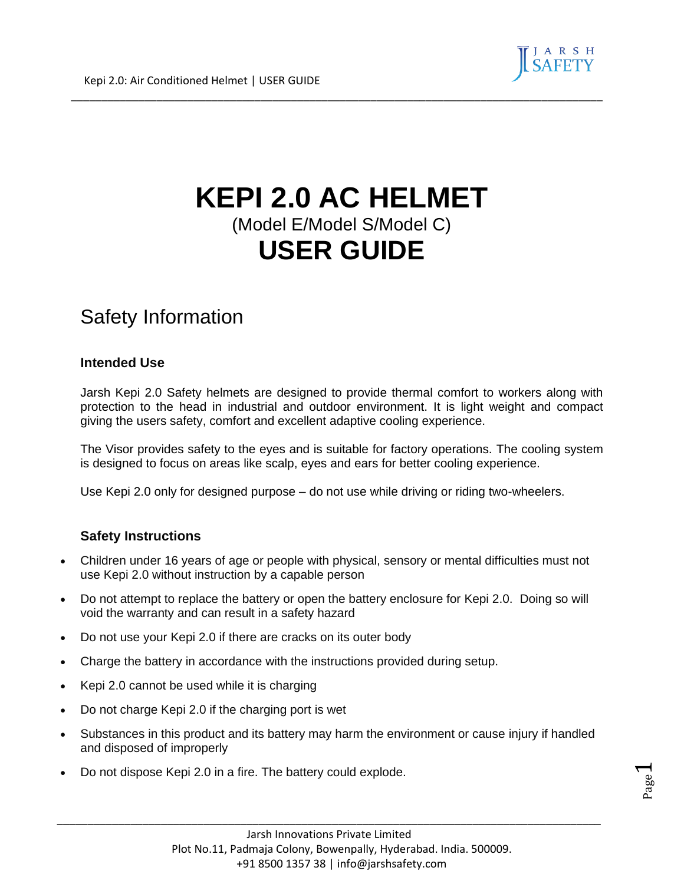# KEPI 2.0 AC HELMET

(Model E/Model S/Model C)

# USER GUIDE

## Safety Information

### Intended Use

Jarsh Kepi 2.0 Safety helmets are designed to provide thermal comfort to workers along with protection to the head in industrial and outdoor environment. It is light weight and compact giving the users safety, comfort and excellent adaptive cooling experience.

The Visor provides safety to the eyes and is suitable for factory operations. The cooling system is designed to focus on areas like scalp, eyes and ears for better cooling experience.

Use Kepi 2.0 only for designed purpose – do not use while driving or riding two-wheelers.

### Safety Instructions

- Children under 16 years of age or people with physical, sensory or mental difficulties must not use Kepi 2.0 without instruction by a capable person
- Do not attempt to replace the battery or open the battery enclosure for Kepi 2.0. Doing so will void the warranty and can result in a safety hazard
- Do not use your Kepi 2.0 if there are cracks on its outer body
- Charge the battery in accordance with the instructions provided during setup.
- Kepi 2.0 cannot be used while it is charging
- Do not charge Kepi 2.0 if the charging port is wet
- Substances in this product and its battery may harm the environment or cause injury if handled and disposed of improperly
- Do not dispose Kepi 2.0 in a fire. The battery could explode.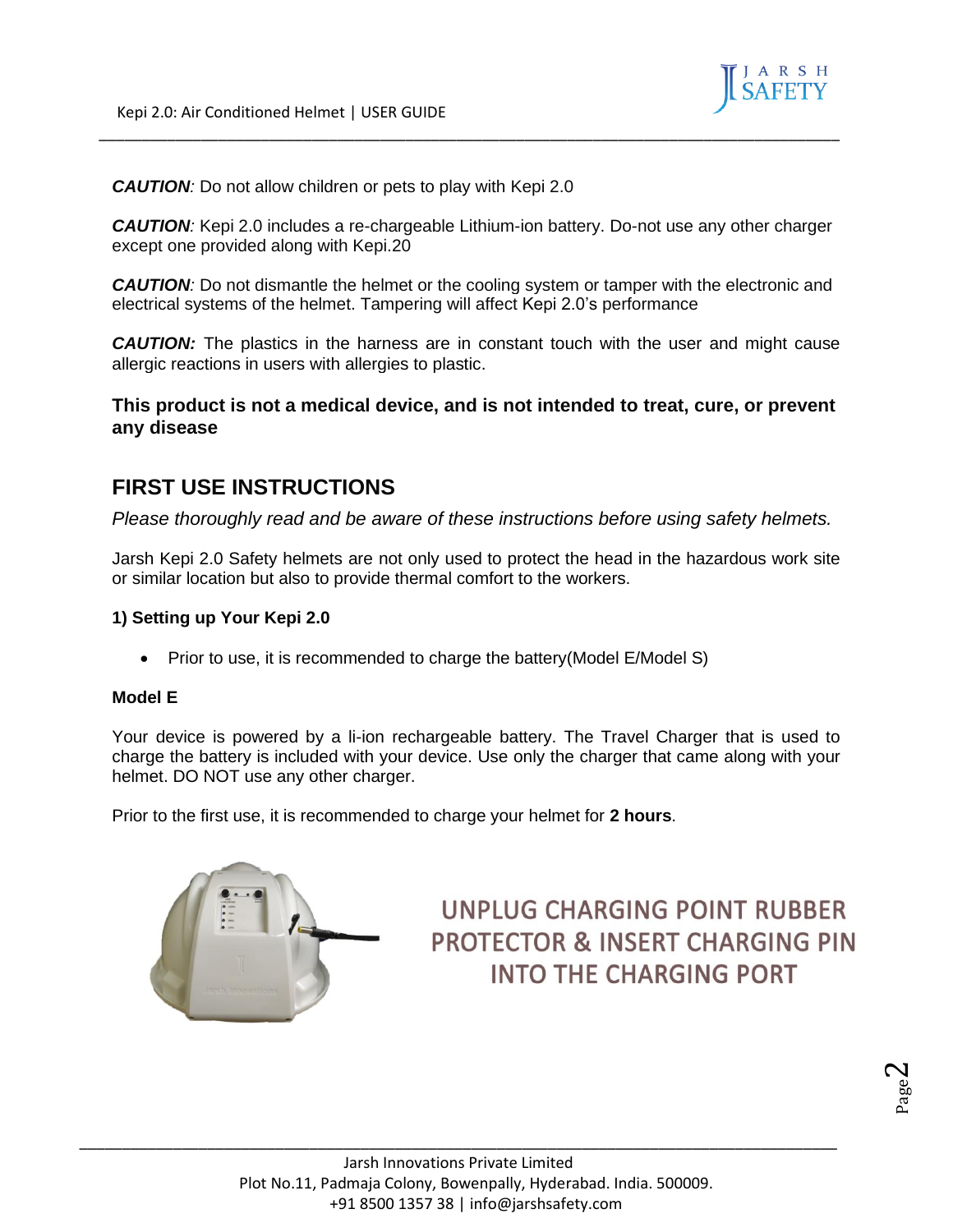***CAUTION**: Do not allow children or pets to play with Kepi 2.0*

***CAUTION**: Kepi 2.0 includes a re-chargeable Lithium-ion battery. Do-not use any other charger except one provided along with Kepi.20*

***CAUTION**: Do not dismantle the helmet or the cooling system or tamper with the electronic and electrical systems of the helmet. Tampering will affect Kepi 2.0's performance*

***CAUTION:** The plastics in the harness are in constant touch with the user and might cause allergic reactions in users with allergies to plastic.*

**This product is not a medical device, and is not intended to treat, cure, or prevent any disease**

## FIRST USE INSTRUCTIONS

*Please thoroughly read and be aware of these instructions before using safety helmets.*

Jarsh Kepi 2.0 Safety helmets are not only used to protect the head in the hazardous work site or similar location but also to provide thermal comfort to the workers.

### 1) Setting up Your Kepi 2.0

- Prior to use, it is recommended to charge the battery(Model E/Model S)

### Model E

Your device is powered by a li-ion rechargeable battery. The Travel Charger that is used to charge the battery is included with your device. Use only the charger that came along with your helmet. DO NOT use any other charger.

Prior to the first use, it is recommended to charge your helmet for **2 hours**.

UNPLUG CHARGING POINT RUBBER PROTECTOR & INSERT CHARGING PIN INTO THE CHARGING PORT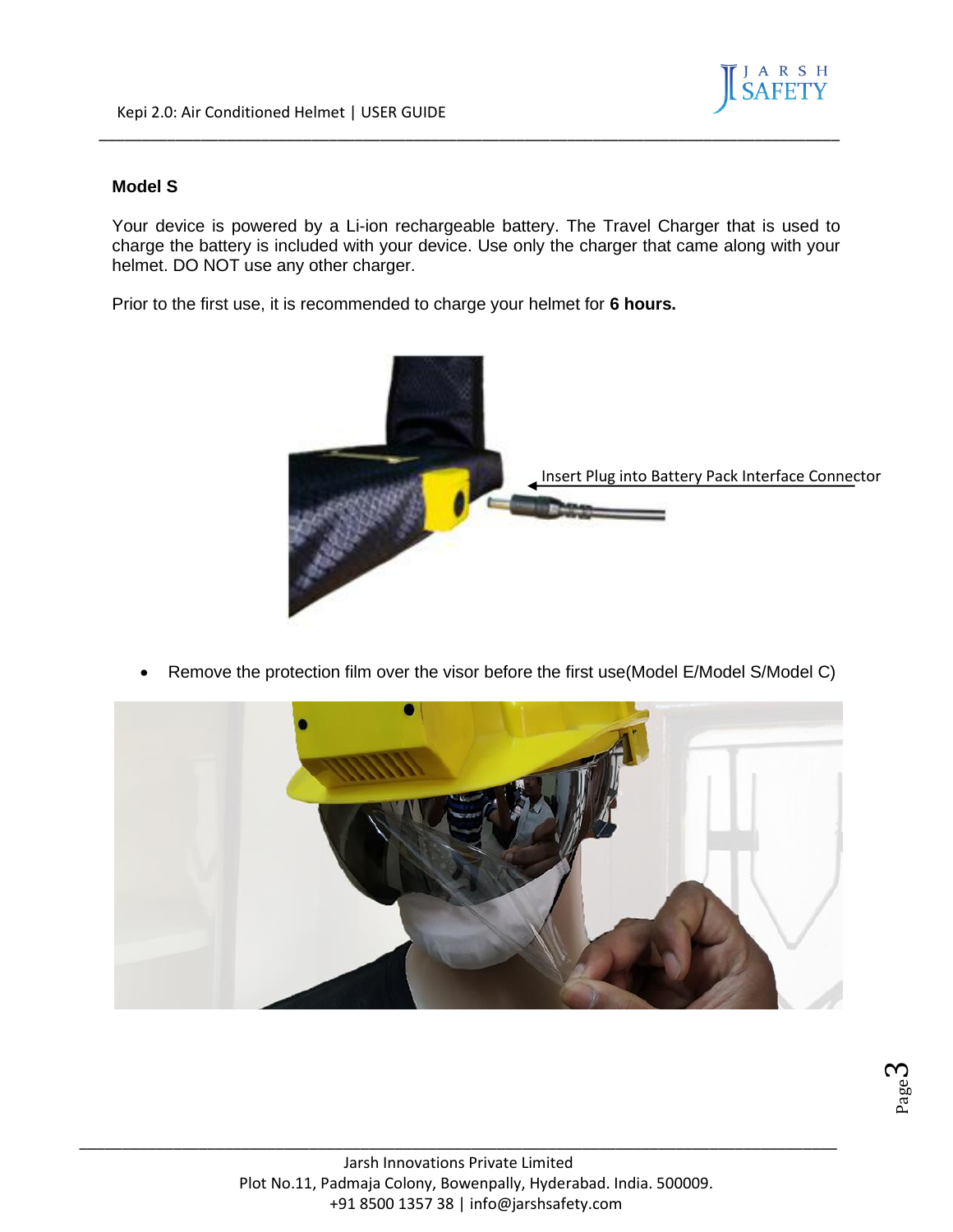**Model S**

Your device is powered by a Li-ion rechargeable battery. The Travel Charger that is used to charge the battery is included with your device. Use only the charger that came along with your helmet. DO NOT use any other charger.

Prior to the first use, it is recommended to charge your helmet for **6 hours.**

Insert Plug into Battery Pack Interface Connector

- Remove the protection film over the visor before the first use(Model E/Model S/Model C)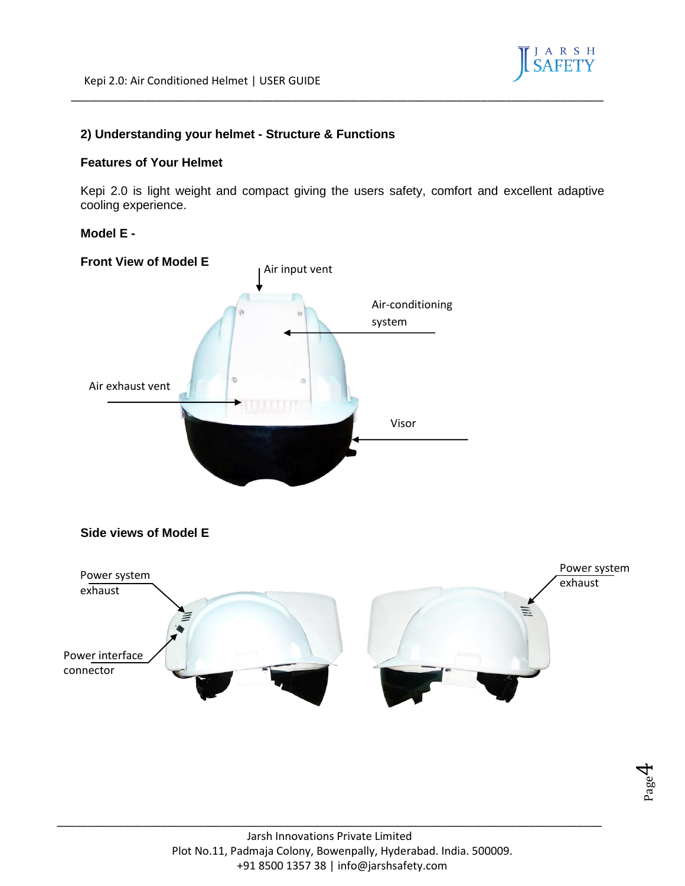## 2) Understanding your helmet - Structure & Functions

### Features of Your Helmet

Kepi 2.0 is light weight and compact giving the users safety, comfort and excellent adaptive cooling experience.

**Model E -**

**Front View of Model E**

Air input vent

Air-conditioning system

Air exhaust vent

Visor

**Side views of Model E**

Power system exhaust

Power interface connector

Power system exhaust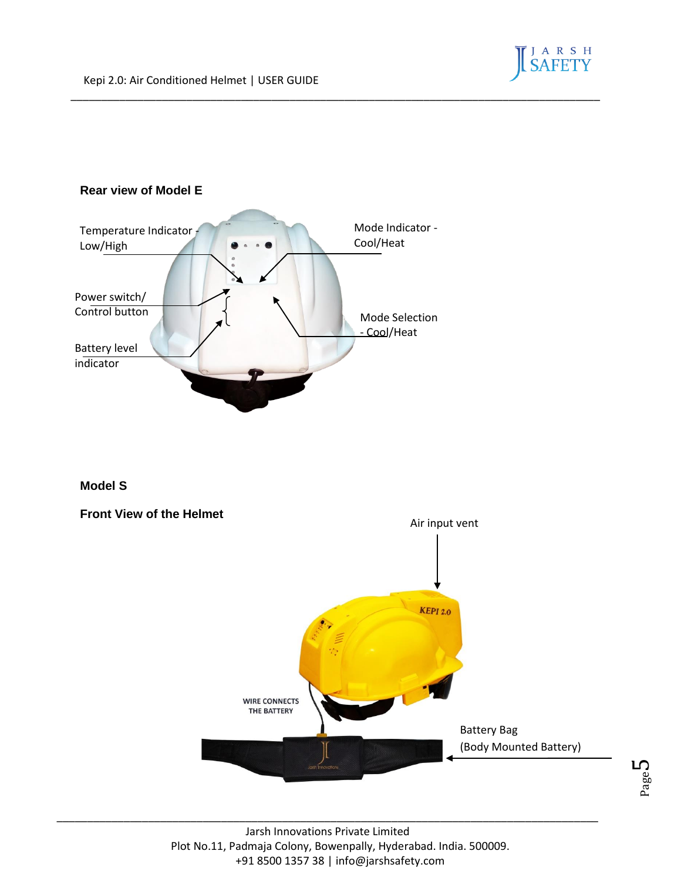**Rear view of Model E**

Temperature Indicator - Low/High

Mode Indicator - Cool/Heat

Power switch/ Control button

Mode Selection - Cool/Heat

Battery level indicator

**Model S**

**Front View of the Helmet**

Air input vent

WIRE CONNECTS THE BATTERY

Battery Bag (Body Mounted Battery)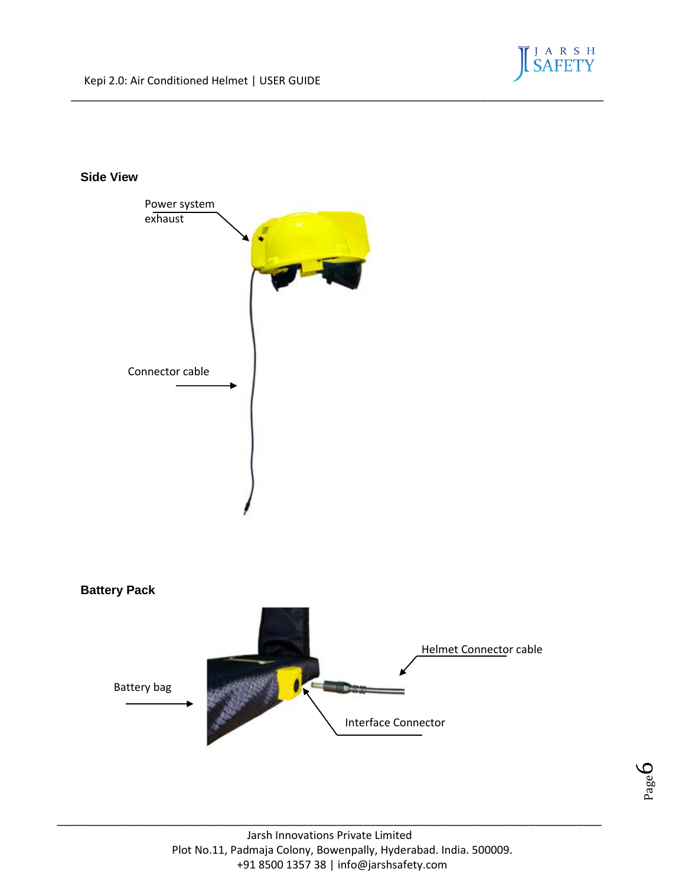**Side View**

Power system exhaust

Connector cable

**Battery Pack**

Battery bag

Helmet Connector cable

Interface Connector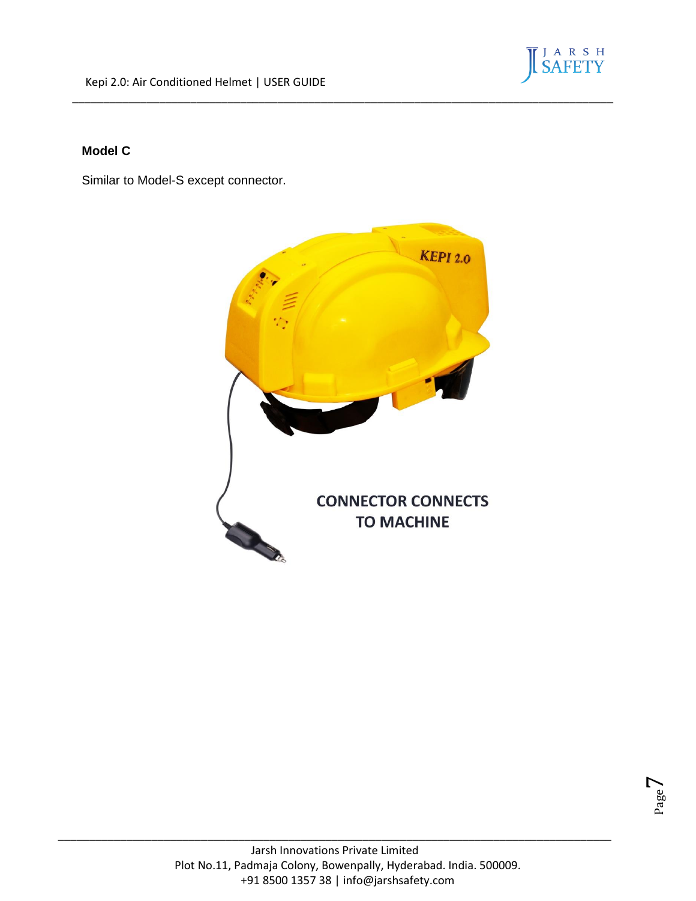**Model C**

Similar to Model-S except connector.

CONNECTOR CONNECTS TO MACHINE

Jarsh Innovations Private Limited
Plot No.11, Padmaja Colony, Bowenpally, Hyderabad. India. 500009.
+91 8500 1357 38 | info@jarshsafety.com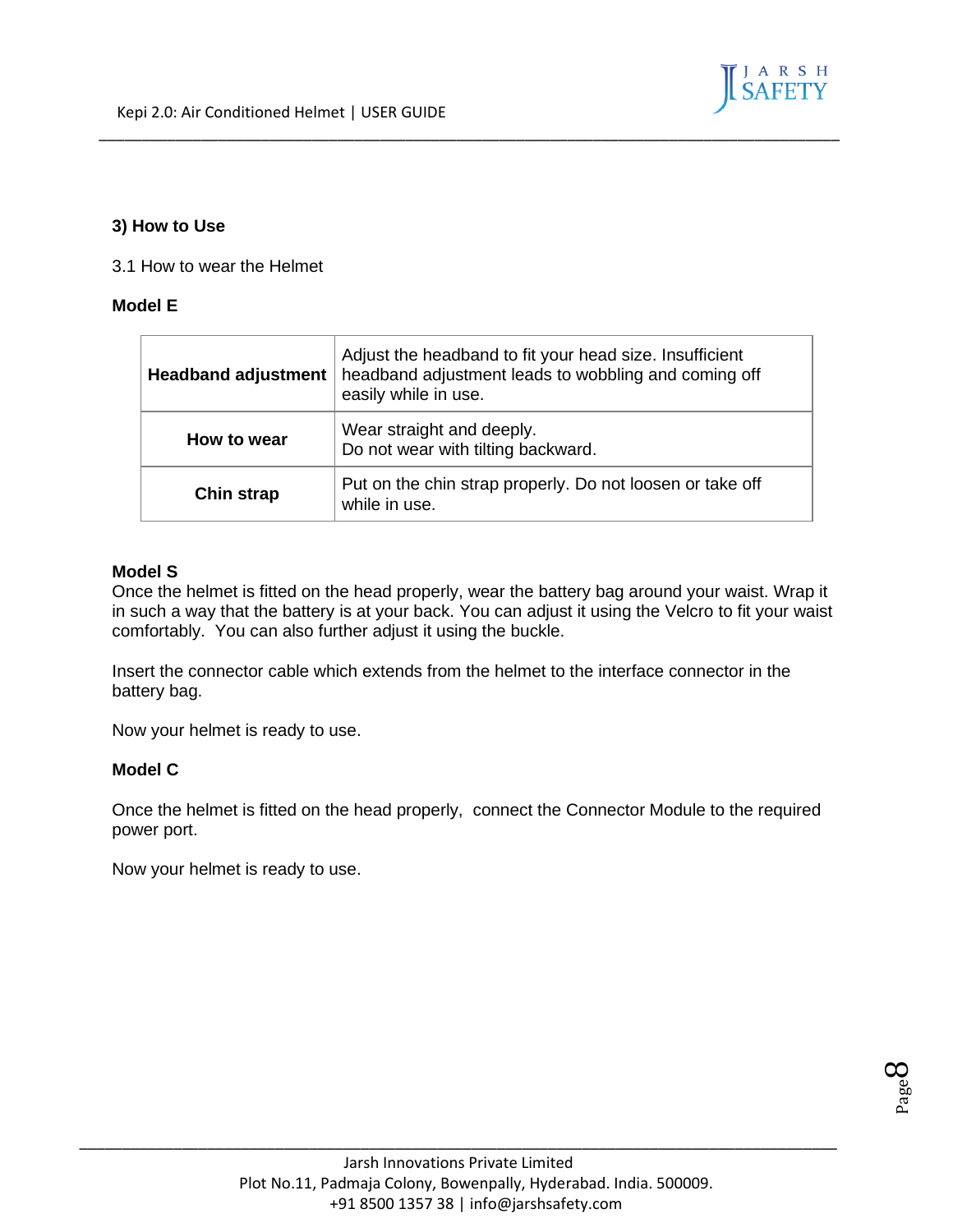## 3) How to Use

3.1 How to wear the Helmet

**Model E**

| | |
|---|---|
| **Headband adjustment** | Adjust the headband to fit your head size. Insufficient headband adjustment leads to wobbling and coming off easily while in use. |
| **How to wear** | Wear straight and deeply.<br>Do not wear with tilting backward. |
| **Chin strap** | Put on the chin strap properly. Do not loosen or take off while in use. |

**Model S**

Once the helmet is fitted on the head properly, wear the battery bag around your waist. Wrap it in such a way that the battery is at your back. You can adjust it using the Velcro to fit your waist comfortably. You can also further adjust it using the buckle.

Insert the connector cable which extends from the helmet to the interface connector in the battery bag.

Now your helmet is ready to use.

**Model C**

Once the helmet is fitted on the head properly, connect the Connector Module to the required power port.

Now your helmet is ready to use.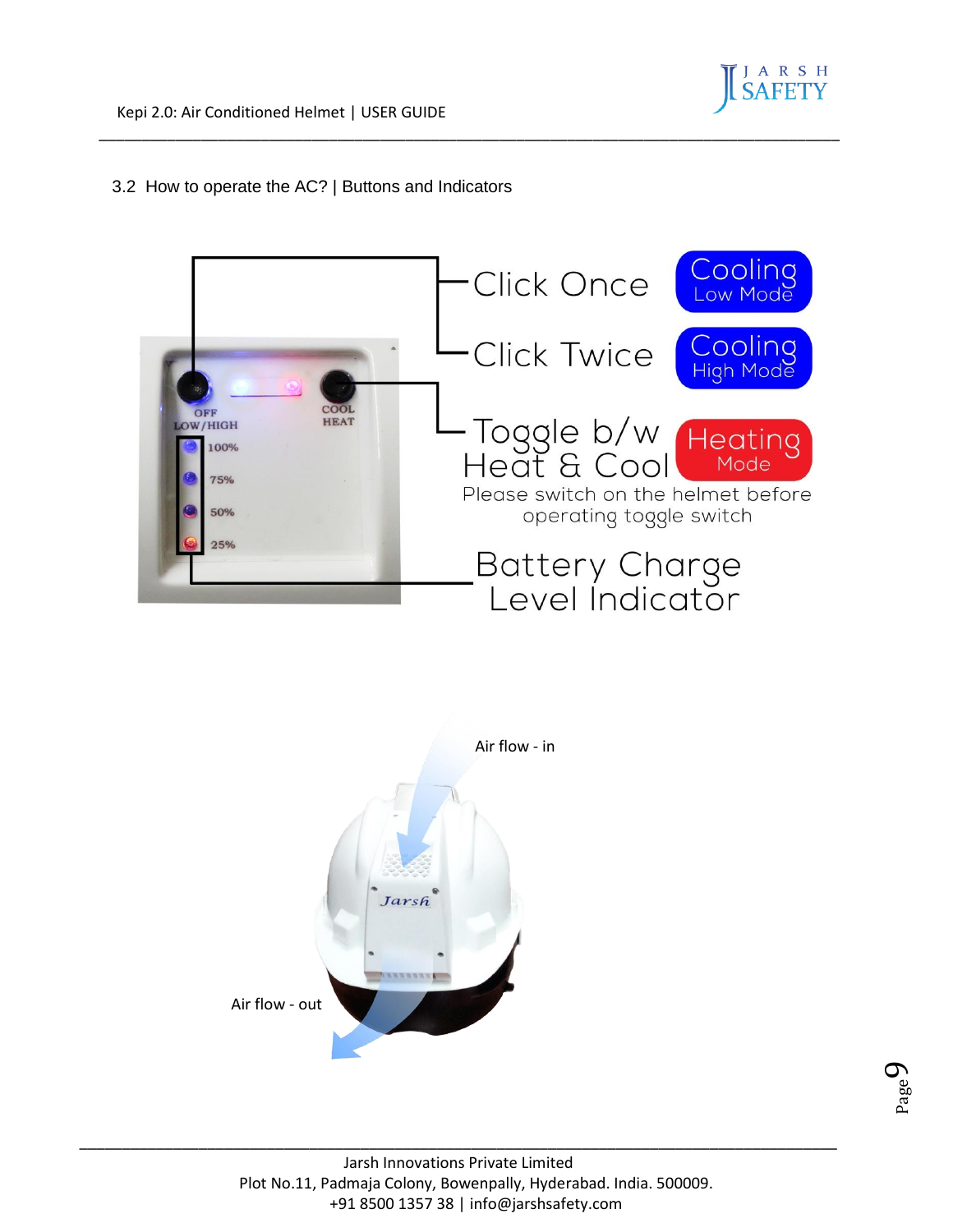## 3.2 How to operate the AC? | Buttons and Indicators

OFF LOW/HIGH

COOL HEAT

100%

75%

50%

25%

Click Once — Cooling Low Mode

Click Twice — Cooling High Mode

Toggle b/w Heat & Cool — Heating Mode

Please switch on the helmet before operating toggle switch

Battery Charge Level Indicator

Air flow - in

Jarsh

Air flow - out

Jarsh Innovations Private Limited
Plot No.11, Padmaja Colony, Bowenpally, Hyderabad. India. 500009.
+91 8500 1357 38 | info@jarshsafety.com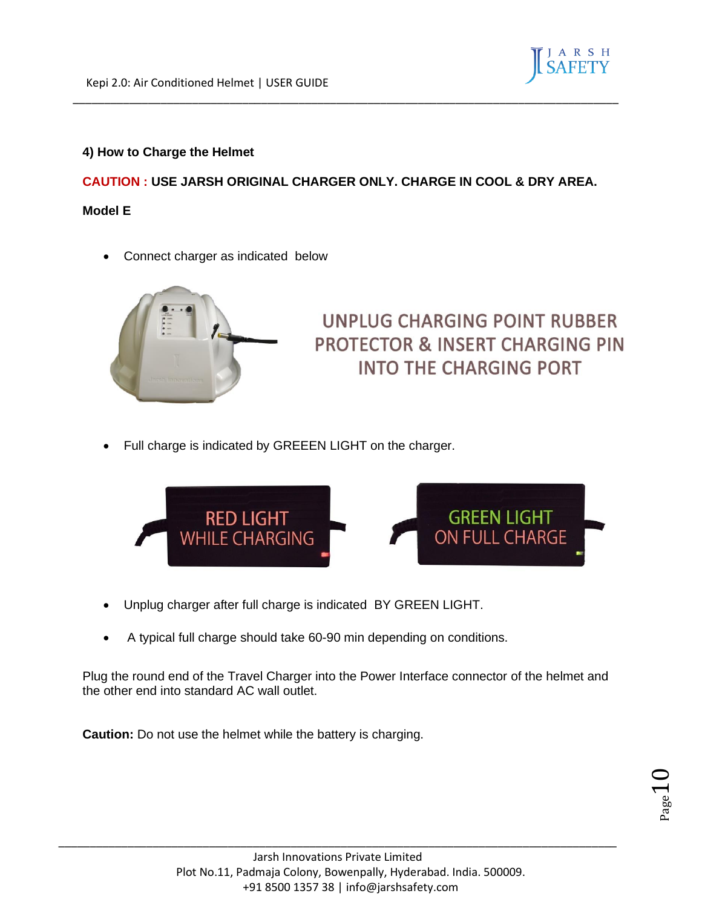## 4) How to Charge the Helmet

**CAUTION : USE JARSH ORIGINAL CHARGER ONLY. CHARGE IN COOL & DRY AREA.**

**Model E**

- Connect charger as indicated below

UNPLUG CHARGING POINT RUBBER PROTECTOR & INSERT CHARGING PIN INTO THE CHARGING PORT

- Full charge is indicated by GREEEN LIGHT on the charger.

RED LIGHT WHILE CHARGING

GREEN LIGHT ON FULL CHARGE

- Unplug charger after full charge is indicated BY GREEN LIGHT.
- A typical full charge should take 60-90 min depending on conditions.

Plug the round end of the Travel Charger into the Power Interface connector of the helmet and the other end into standard AC wall outlet.

**Caution:** Do not use the helmet while the battery is charging.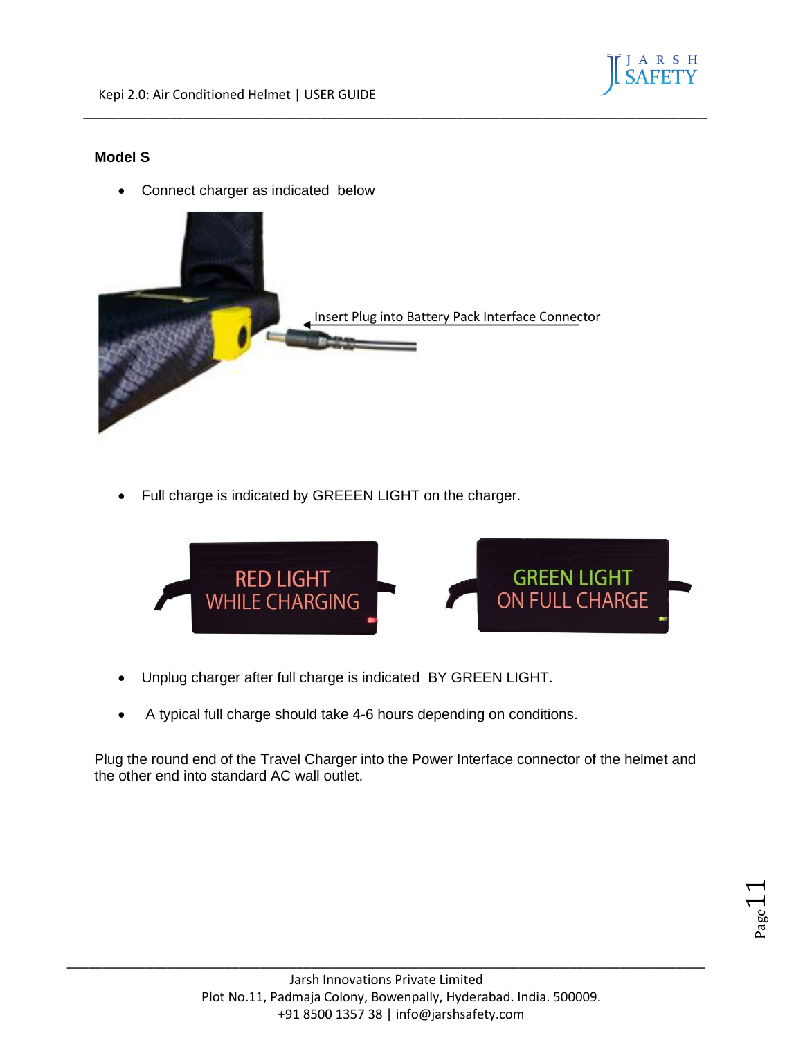## Model S

- Connect charger as indicated below

Insert Plug into Battery Pack Interface Connector

- Full charge is indicated by GREEEN LIGHT on the charger.

RED LIGHT WHILE CHARGING

GREEN LIGHT ON FULL CHARGE

- Unplug charger after full charge is indicated BY GREEN LIGHT.
- A typical full charge should take 4-6 hours depending on conditions.

Plug the round end of the Travel Charger into the Power Interface connector of the helmet and the other end into standard AC wall outlet.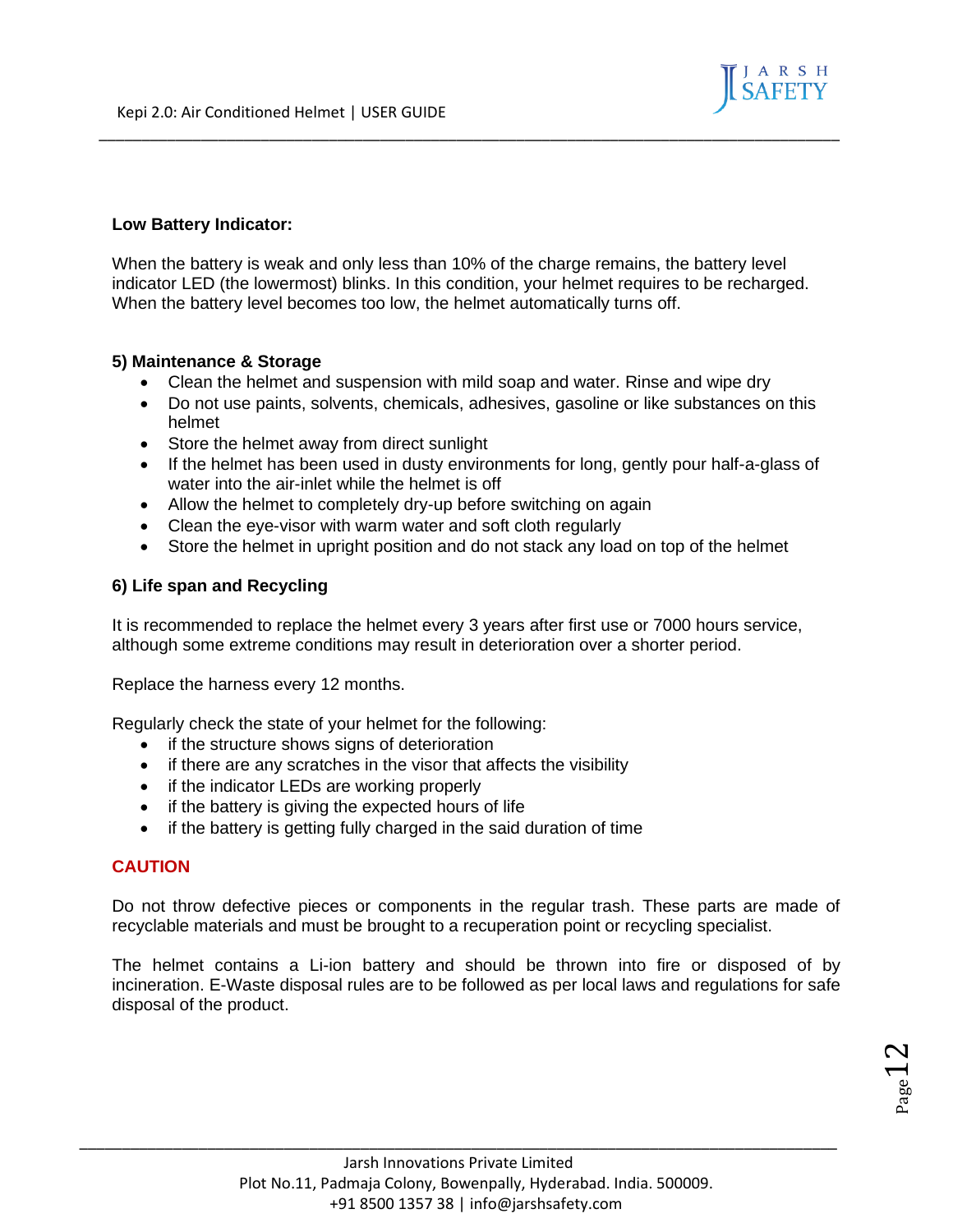**Low Battery Indicator:**

When the battery is weak and only less than 10% of the charge remains, the battery level indicator LED (the lowermost) blinks. In this condition, your helmet requires to be recharged. When the battery level becomes too low, the helmet automatically turns off.

**5) Maintenance & Storage**

- Clean the helmet and suspension with mild soap and water. Rinse and wipe dry
- Do not use paints, solvents, chemicals, adhesives, gasoline or like substances on this helmet
- Store the helmet away from direct sunlight
- If the helmet has been used in dusty environments for long, gently pour half-a-glass of water into the air-inlet while the helmet is off
- Allow the helmet to completely dry-up before switching on again
- Clean the eye-visor with warm water and soft cloth regularly
- Store the helmet in upright position and do not stack any load on top of the helmet

**6) Life span and Recycling**

It is recommended to replace the helmet every 3 years after first use or 7000 hours service, although some extreme conditions may result in deterioration over a shorter period.

Replace the harness every 12 months.

Regularly check the state of your helmet for the following:

- if the structure shows signs of deterioration
- if there are any scratches in the visor that affects the visibility
- if the indicator LEDs are working properly
- if the battery is giving the expected hours of life
- if the battery is getting fully charged in the said duration of time

**CAUTION**

Do not throw defective pieces or components in the regular trash. These parts are made of recyclable materials and must be brought to a recuperation point or recycling specialist.

The helmet contains a Li-ion battery and should be thrown into fire or disposed of by incineration. E-Waste disposal rules are to be followed as per local laws and regulations for safe disposal of the product.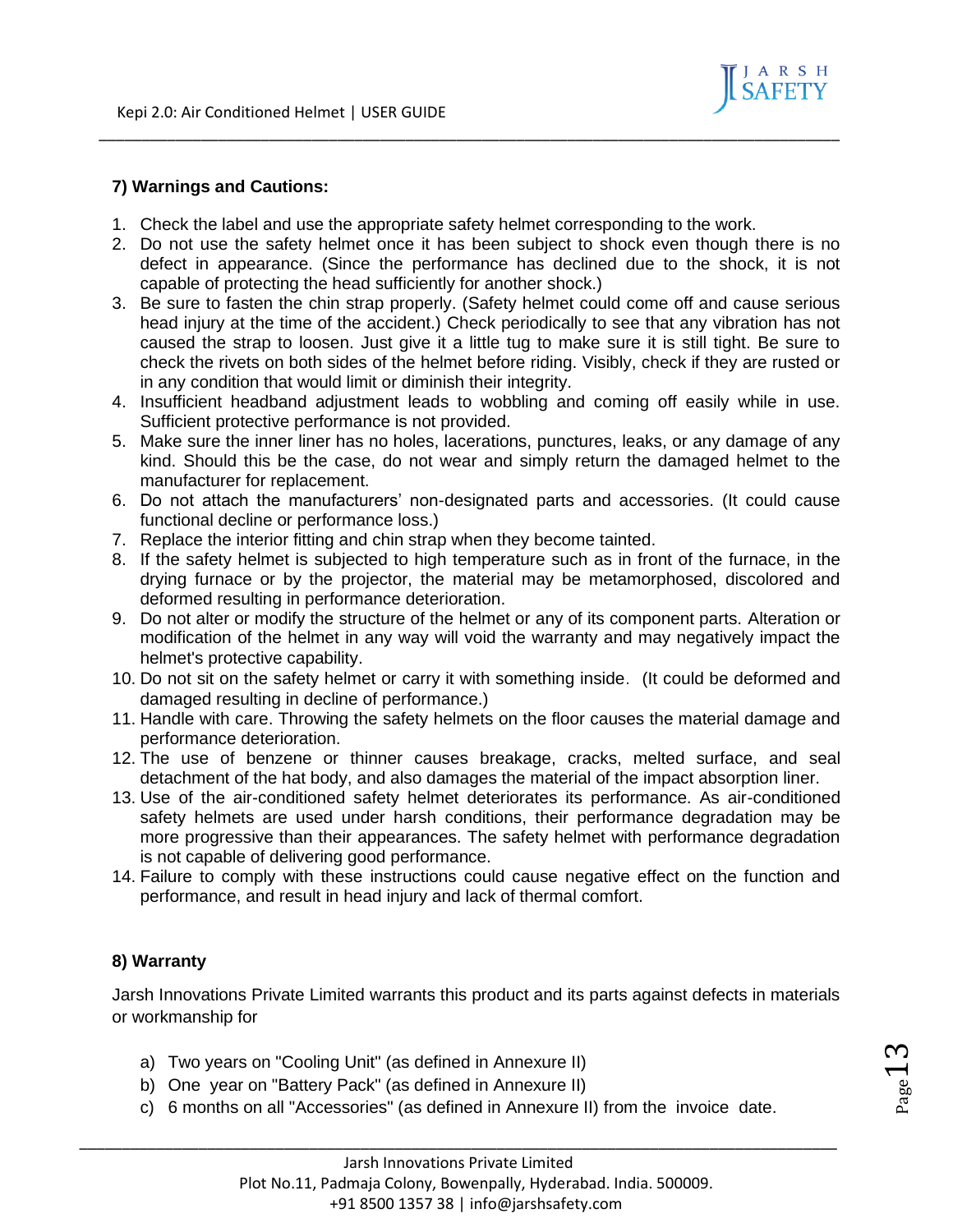## 7) Warnings and Cautions:

1. Check the label and use the appropriate safety helmet corresponding to the work.
2. Do not use the safety helmet once it has been subject to shock even though there is no defect in appearance. (Since the performance has declined due to the shock, it is not capable of protecting the head sufficiently for another shock.)
3. Be sure to fasten the chin strap properly. (Safety helmet could come off and cause serious head injury at the time of the accident.) Check periodically to see that any vibration has not caused the strap to loosen. Just give it a little tug to make sure it is still tight. Be sure to check the rivets on both sides of the helmet before riding. Visibly, check if they are rusted or in any condition that would limit or diminish their integrity.
4. Insufficient headband adjustment leads to wobbling and coming off easily while in use. Sufficient protective performance is not provided.
5. Make sure the inner liner has no holes, lacerations, punctures, leaks, or any damage of any kind. Should this be the case, do not wear and simply return the damaged helmet to the manufacturer for replacement.
6. Do not attach the manufacturers' non-designated parts and accessories. (It could cause functional decline or performance loss.)
7. Replace the interior fitting and chin strap when they become tainted.
8. If the safety helmet is subjected to high temperature such as in front of the furnace, in the drying furnace or by the projector, the material may be metamorphosed, discolored and deformed resulting in performance deterioration.
9. Do not alter or modify the structure of the helmet or any of its component parts. Alteration or modification of the helmet in any way will void the warranty and may negatively impact the helmet's protective capability.
10. Do not sit on the safety helmet or carry it with something inside. (It could be deformed and damaged resulting in decline of performance.)
11. Handle with care. Throwing the safety helmets on the floor causes the material damage and performance deterioration.
12. The use of benzene or thinner causes breakage, cracks, melted surface, and seal detachment of the hat body, and also damages the material of the impact absorption liner.
13. Use of the air-conditioned safety helmet deteriorates its performance. As air-conditioned safety helmets are used under harsh conditions, their performance degradation may be more progressive than their appearances. The safety helmet with performance degradation is not capable of delivering good performance.
14. Failure to comply with these instructions could cause negative effect on the function and performance, and result in head injury and lack of thermal comfort.

## 8) Warranty

Jarsh Innovations Private Limited warrants this product and its parts against defects in materials or workmanship for

a) Two years on "Cooling Unit" (as defined in Annexure II)
b) One year on "Battery Pack" (as defined in Annexure II)
c) 6 months on all "Accessories" (as defined in Annexure II) from the invoice date.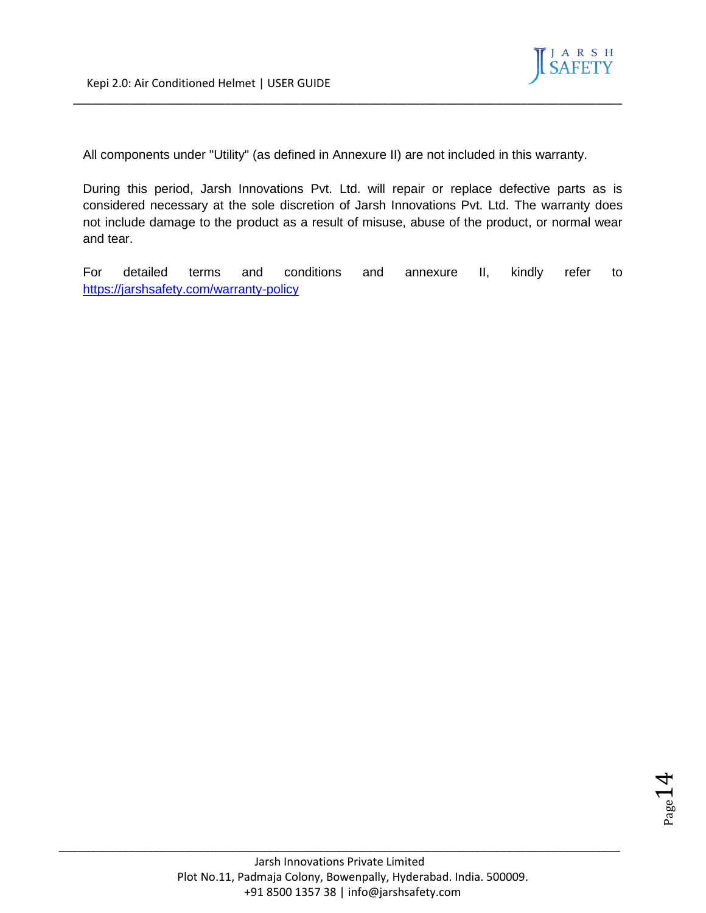All components under "Utility" (as defined in Annexure II) are not included in this warranty.

During this period, Jarsh Innovations Pvt. Ltd. will repair or replace defective parts as is considered necessary at the sole discretion of Jarsh Innovations Pvt. Ltd. The warranty does not include damage to the product as a result of misuse, abuse of the product, or normal wear and tear.

For detailed terms and conditions and annexure II, kindly refer to https://jarshsafety.com/warranty-policy